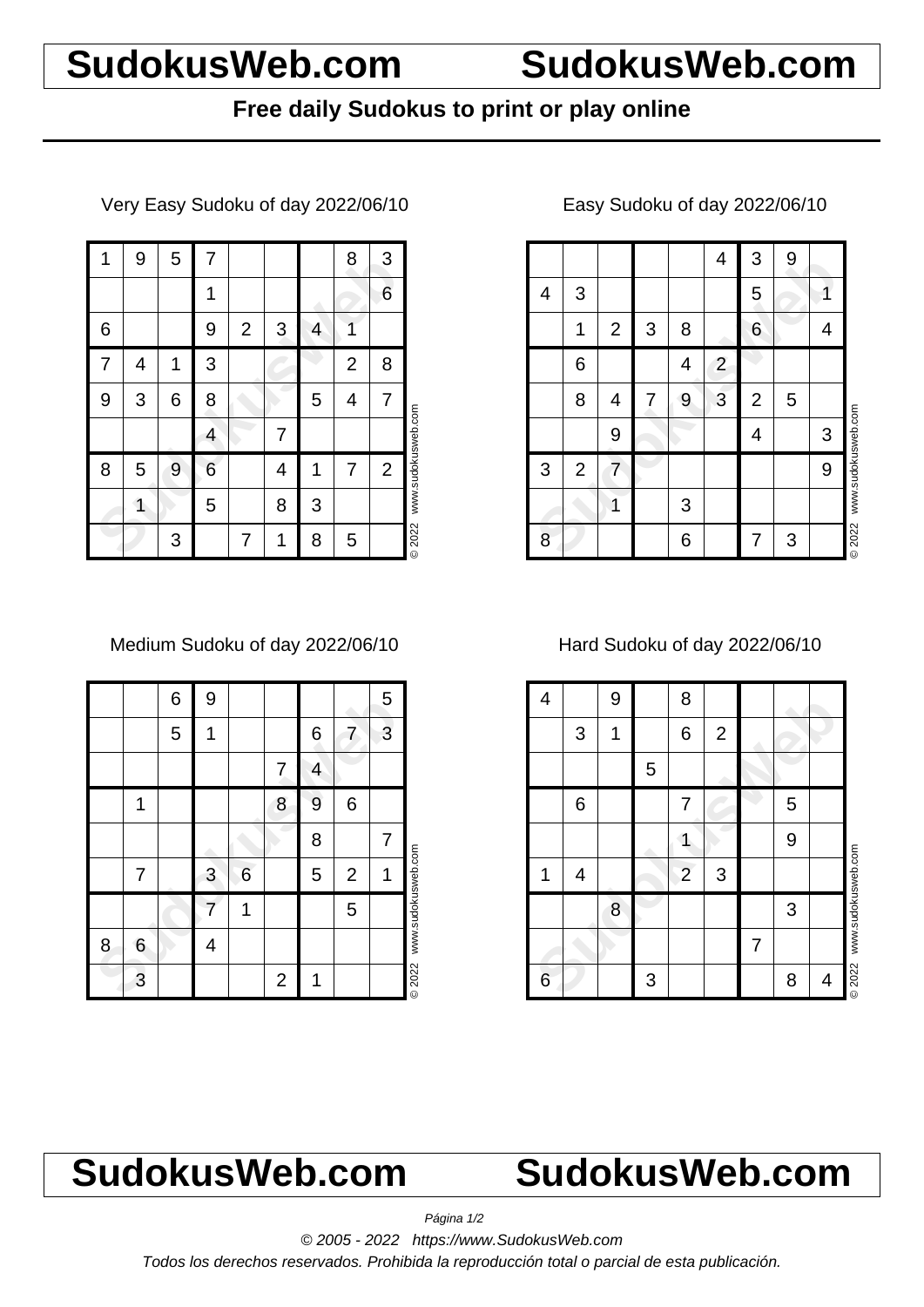# SudokusWeb.com SudokusWeb.com

**Free daily Sudokus to print or play online**

### Very Easy Sudoku of day 2022/06/10

| | | | | | | | | |
|---|---|---|---|---|---|---|---|---|
| 1 | 9 | 5 | 7 | | | | 8 | 3 |
| | | | 1 | | | | | 6 |
| 6 | | | 9 | 2 | 3 | 4 | 1 | |
| 7 | 4 | 1 | 3 | | | | 2 | 8 |
| 9 | 3 | 6 | 8 | | | 5 | 4 | 7 |
| | | | 4 | | 7 | | | |
| 8 | 5 | 9 | 6 | | 4 | 1 | 7 | 2 |
| | 1 | | 5 | | 8 | 3 | | |
| | | 3 | | 7 | 1 | 8 | 5 | |

© 2022 www.sudokusweb.com

### Easy Sudoku of day 2022/06/10

| | | | | | | | | |
|---|---|---|---|---|---|---|---|---|
| | | | | | 4 | 3 | 9 | |
| 4 | 3 | | | | | 5 | | 1 |
| | 1 | 2 | 3 | 8 | | 6 | | 4 |
| | 6 | | | 4 | 2 | | | |
| | 8 | 4 | 7 | 9 | 3 | 2 | 5 | |
| | | 9 | | | | 4 | | 3 |
| 3 | 2 | 7 | | | | | | 9 |
| | | 1 | | 3 | | | | |
| 8 | | | | 6 | | 7 | 3 | |

© 2022 www.sudokusweb.com

### Medium Sudoku of day 2022/06/10

| | | | | | | | | |
|---|---|---|---|---|---|---|---|---|
| | | 6 | 9 | | | | | 5 |
| | | 5 | 1 | | | 6 | 7 | 3 |
| | | | | | 7 | 4 | | |
| | 1 | | | | 8 | 9 | 6 | |
| | | | | | | 8 | | 7 |
| | 7 | | 3 | 6 | | 5 | 2 | 1 |
| | | | 7 | 1 | | | 5 | |
| 8 | 6 | | 4 | | | | | |
| | 3 | | | | 2 | 1 | | |

© 2022 www.sudokusweb.com

### Hard Sudoku of day 2022/06/10

| | | | | | | | | |
|---|---|---|---|---|---|---|---|---|
| 4 | | 9 | | 8 | | | | |
| | 3 | 1 | | 6 | 2 | | | |
| | | | 5 | | | | | |
| | 6 | | | 7 | | | 5 | |
| | | | | 1 | | | 9 | |
| 1 | 4 | | | 2 | 3 | | | |
| | | 8 | | | | | 3 | |
| | | | | | | 7 | | |
| 6 | | | 3 | | | | 8 | 4 |

© 2022 www.sudokusweb.com

# SudokusWeb.com SudokusWeb.com

*© 2005 - 2022 https://www.SudokusWeb.com*

*Todos los derechos reservados. Prohibida la reproducción total o parcial de esta publicación.*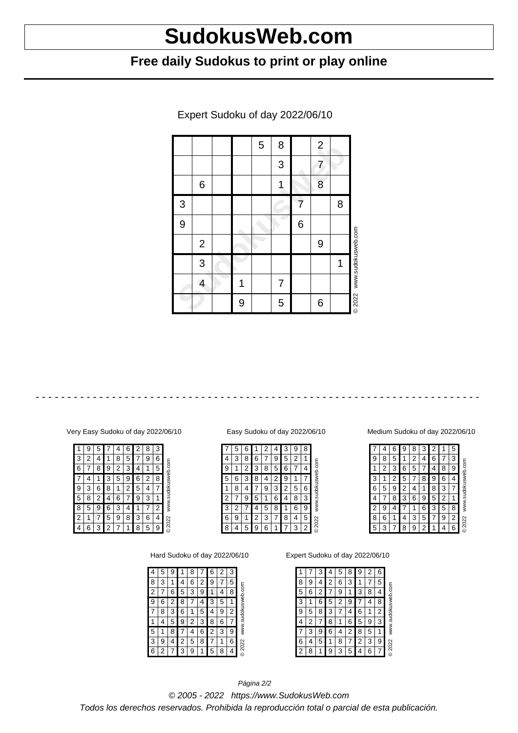# SudokusWeb.com

## Free daily Sudokus to print or play online

Expert Sudoku of day 2022/06/10

| | | | | | | | | |
|---|---|---|---|---|---|---|---|---|
| | | | | 5 | 8 | | 2 | |
| | | | | | 3 | | 7 | |
| | 6 | | | | 1 | | 8 | |
| 3 | | | | | | 7 | | 8 |
| 9 | | | | | | 6 | | |
| | 2 | | | | | | 9 | |
| | 3 | | | | | | | 1 |
| | 4 | | 1 | | 7 | | | |
| | | | 9 | | 5 | | 6 | |

© 2022 www.sudokusweb.com

Very Easy Sudoku of day 2022/06/10

| | | | | | | | | |
|---|---|---|---|---|---|---|---|---|
| 1 | 9 | 5 | 7 | 4 | 6 | 2 | 8 | 3 |
| 3 | 2 | 4 | 1 | 8 | 5 | 7 | 9 | 6 |
| 6 | 7 | 8 | 9 | 2 | 3 | 4 | 1 | 5 |
| 7 | 4 | 1 | 3 | 5 | 9 | 6 | 2 | 8 |
| 9 | 3 | 6 | 8 | 1 | 2 | 5 | 4 | 7 |
| 5 | 8 | 2 | 4 | 6 | 7 | 9 | 3 | 1 |
| 8 | 5 | 9 | 6 | 3 | 4 | 1 | 7 | 2 |
| 2 | 1 | 7 | 5 | 9 | 8 | 3 | 6 | 4 |
| 4 | 6 | 3 | 2 | 7 | 1 | 8 | 5 | 9 |

© 2022 www.sudokusweb.com

Easy Sudoku of day 2022/06/10

| | | | | | | | | |
|---|---|---|---|---|---|---|---|---|
| 7 | 5 | 6 | 1 | 2 | 4 | 3 | 9 | 8 |
| 4 | 3 | 8 | 6 | 7 | 9 | 5 | 2 | 1 |
| 9 | 1 | 2 | 3 | 8 | 5 | 6 | 7 | 4 |
| 5 | 6 | 3 | 8 | 4 | 2 | 9 | 1 | 7 |
| 1 | 8 | 4 | 7 | 9 | 3 | 2 | 5 | 6 |
| 2 | 7 | 9 | 5 | 1 | 6 | 4 | 8 | 3 |
| 3 | 2 | 7 | 4 | 5 | 8 | 1 | 6 | 9 |
| 6 | 9 | 1 | 2 | 3 | 7 | 8 | 4 | 5 |
| 8 | 4 | 5 | 9 | 6 | 1 | 7 | 3 | 2 |

© 2022 www.sudokusweb.com

Medium Sudoku of day 2022/06/10

| | | | | | | | | |
|---|---|---|---|---|---|---|---|---|
| 7 | 4 | 6 | 9 | 8 | 3 | 2 | 1 | 5 |
| 9 | 8 | 5 | 1 | 2 | 4 | 6 | 7 | 3 |
| 1 | 2 | 3 | 6 | 5 | 7 | 4 | 8 | 9 |
| 3 | 1 | 2 | 5 | 7 | 8 | 9 | 6 | 4 |
| 6 | 5 | 9 | 2 | 4 | 1 | 8 | 3 | 7 |
| 4 | 7 | 8 | 3 | 6 | 9 | 5 | 2 | 1 |
| 2 | 9 | 4 | 7 | 1 | 6 | 3 | 5 | 8 |
| 8 | 6 | 1 | 4 | 3 | 5 | 7 | 9 | 2 |
| 5 | 3 | 7 | 8 | 9 | 2 | 1 | 4 | 6 |

© 2022 www.sudokusweb.com

Hard Sudoku of day 2022/06/10

| | | | | | | | | |
|---|---|---|---|---|---|---|---|---|
| 4 | 5 | 9 | 1 | 8 | 7 | 6 | 2 | 3 |
| 8 | 3 | 1 | 4 | 6 | 2 | 9 | 7 | 5 |
| 2 | 7 | 6 | 5 | 3 | 9 | 1 | 4 | 8 |
| 9 | 6 | 2 | 8 | 7 | 4 | 3 | 5 | 1 |
| 7 | 8 | 3 | 6 | 1 | 5 | 4 | 9 | 2 |
| 1 | 4 | 5 | 9 | 2 | 3 | 8 | 6 | 7 |
| 5 | 1 | 8 | 7 | 4 | 6 | 2 | 3 | 9 |
| 3 | 9 | 4 | 2 | 5 | 8 | 7 | 1 | 6 |
| 6 | 2 | 7 | 3 | 9 | 1 | 5 | 8 | 4 |

© 2022 www.sudokusweb.com

Expert Sudoku of day 2022/06/10

| | | | | | | | | |
|---|---|---|---|---|---|---|---|---|
| 1 | 7 | 3 | 4 | 5 | 8 | 9 | 2 | 6 |
| 8 | 9 | 4 | 2 | 6 | 3 | 1 | 7 | 5 |
| 5 | 6 | 2 | 7 | 9 | 1 | 3 | 8 | 4 |
| 3 | 1 | 6 | 5 | 2 | 9 | 7 | 4 | 8 |
| 9 | 5 | 8 | 3 | 7 | 4 | 6 | 1 | 2 |
| 4 | 2 | 7 | 8 | 1 | 6 | 5 | 9 | 3 |
| 7 | 3 | 9 | 6 | 4 | 2 | 8 | 5 | 1 |
| 6 | 4 | 5 | 1 | 8 | 7 | 2 | 3 | 9 |
| 2 | 8 | 1 | 9 | 3 | 5 | 4 | 6 | 7 |

© 2022 www.sudokusweb.com

*© 2005 - 2022 https://www.SudokusWeb.com*

*Todos los derechos reservados. Prohibida la reproducción total o parcial de esta publicación.*